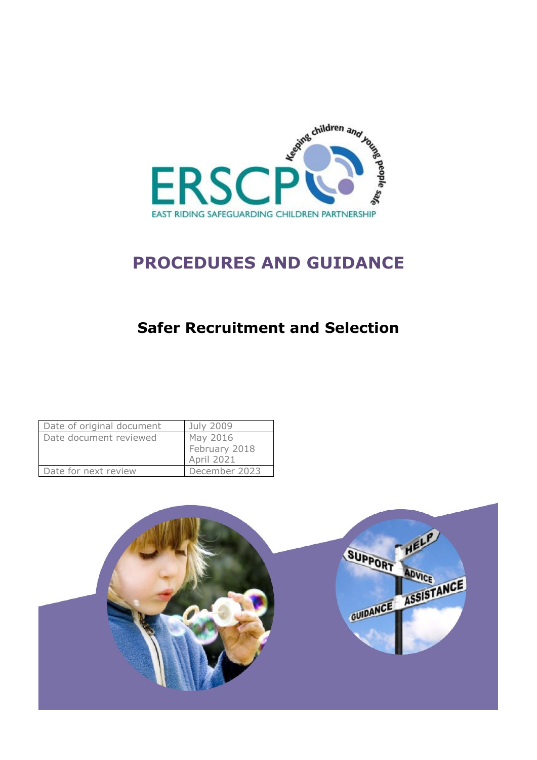# PROCEDURES AND GUIDANCE

## Safer Recruitment and Selection

| Date of original document | July 2009 |
|---|---|
| Date document reviewed | May 2016<br>February 2018<br>April 2021 |
| Date for next review | December 2023 |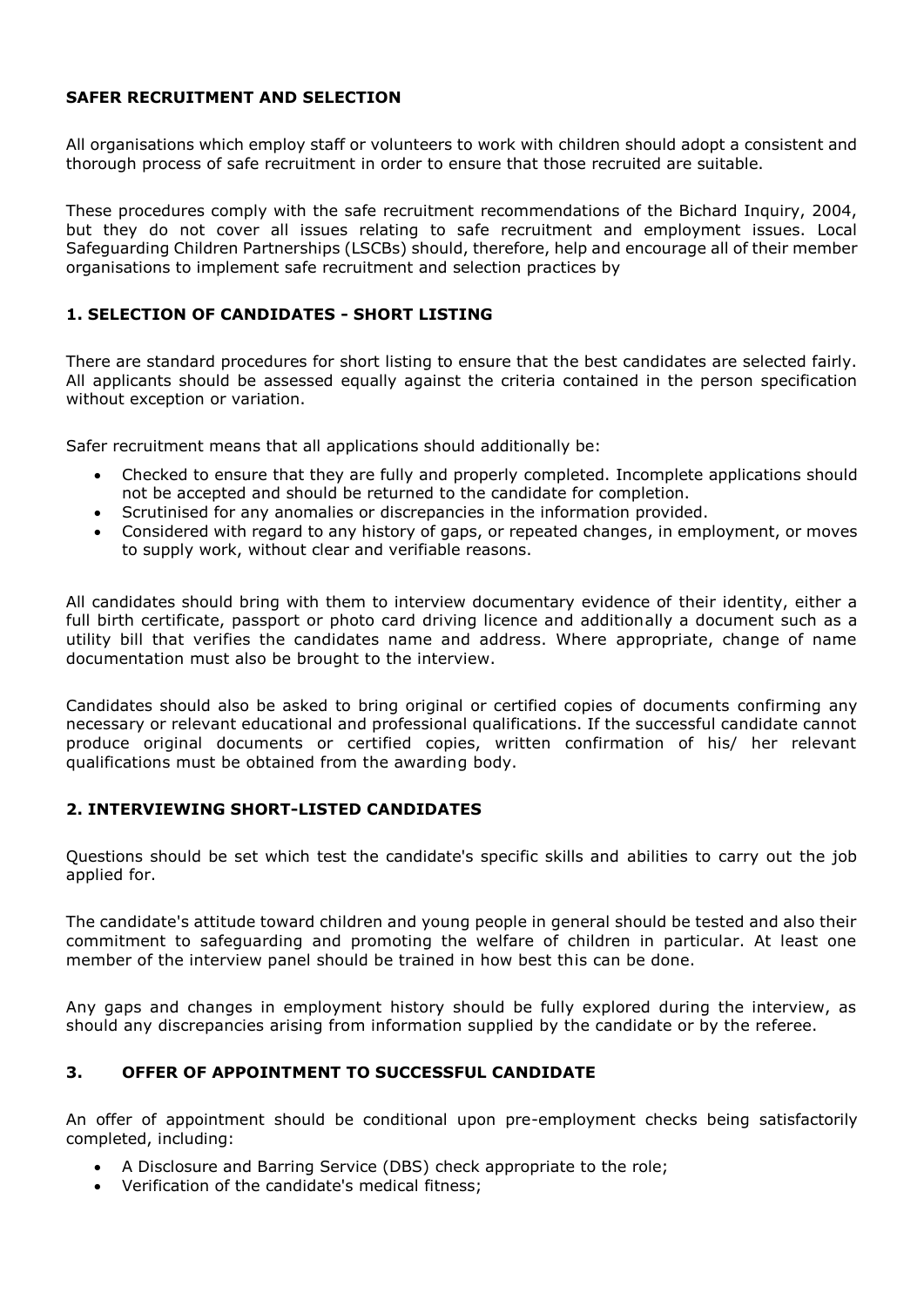## SAFER RECRUITMENT AND SELECTION

All organisations which employ staff or volunteers to work with children should adopt a consistent and thorough process of safe recruitment in order to ensure that those recruited are suitable.

These procedures comply with the safe recruitment recommendations of the Bichard Inquiry, 2004, but they do not cover all issues relating to safe recruitment and employment issues. Local Safeguarding Children Partnerships (LSCBs) should, therefore, help and encourage all of their member organisations to implement safe recruitment and selection practices by

### 1. SELECTION OF CANDIDATES - SHORT LISTING

There are standard procedures for short listing to ensure that the best candidates are selected fairly. All applicants should be assessed equally against the criteria contained in the person specification without exception or variation.

Safer recruitment means that all applications should additionally be:

- Checked to ensure that they are fully and properly completed. Incomplete applications should not be accepted and should be returned to the candidate for completion.
- Scrutinised for any anomalies or discrepancies in the information provided.
- Considered with regard to any history of gaps, or repeated changes, in employment, or moves to supply work, without clear and verifiable reasons.

All candidates should bring with them to interview documentary evidence of their identity, either a full birth certificate, passport or photo card driving licence and additionally a document such as a utility bill that verifies the candidates name and address. Where appropriate, change of name documentation must also be brought to the interview.

Candidates should also be asked to bring original or certified copies of documents confirming any necessary or relevant educational and professional qualifications. If the successful candidate cannot produce original documents or certified copies, written confirmation of his/ her relevant qualifications must be obtained from the awarding body.

### 2. INTERVIEWING SHORT-LISTED CANDIDATES

Questions should be set which test the candidate's specific skills and abilities to carry out the job applied for.

The candidate's attitude toward children and young people in general should be tested and also their commitment to safeguarding and promoting the welfare of children in particular. At least one member of the interview panel should be trained in how best this can be done.

Any gaps and changes in employment history should be fully explored during the interview, as should any discrepancies arising from information supplied by the candidate or by the referee.

### 3. OFFER OF APPOINTMENT TO SUCCESSFUL CANDIDATE

An offer of appointment should be conditional upon pre-employment checks being satisfactorily completed, including:

- A Disclosure and Barring Service (DBS) check appropriate to the role;
- Verification of the candidate's medical fitness;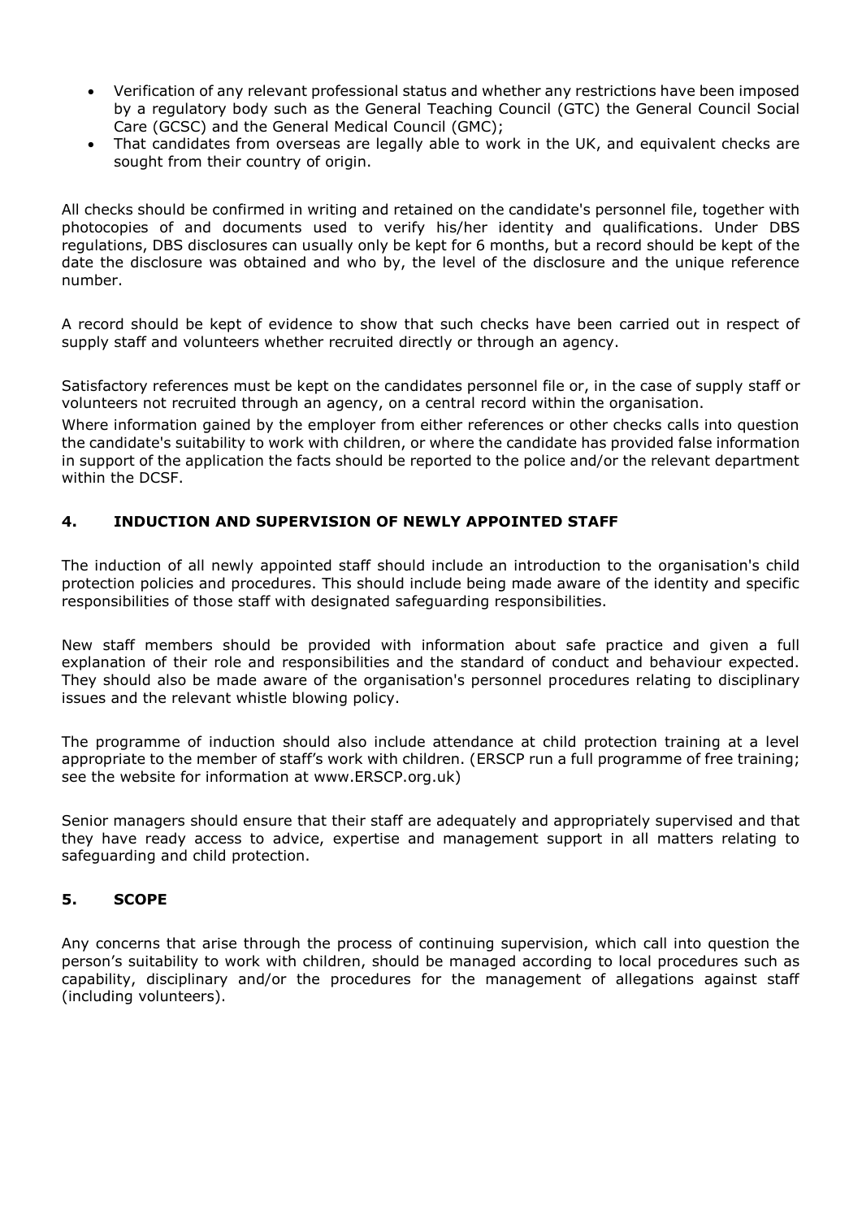- Verification of any relevant professional status and whether any restrictions have been imposed by a regulatory body such as the General Teaching Council (GTC) the General Council Social Care (GCSC) and the General Medical Council (GMC);
- That candidates from overseas are legally able to work in the UK, and equivalent checks are sought from their country of origin.

All checks should be confirmed in writing and retained on the candidate's personnel file, together with photocopies of and documents used to verify his/her identity and qualifications. Under DBS regulations, DBS disclosures can usually only be kept for 6 months, but a record should be kept of the date the disclosure was obtained and who by, the level of the disclosure and the unique reference number.

A record should be kept of evidence to show that such checks have been carried out in respect of supply staff and volunteers whether recruited directly or through an agency.

Satisfactory references must be kept on the candidates personnel file or, in the case of supply staff or volunteers not recruited through an agency, on a central record within the organisation.

Where information gained by the employer from either references or other checks calls into question the candidate's suitability to work with children, or where the candidate has provided false information in support of the application the facts should be reported to the police and/or the relevant department within the DCSF.

## 4. INDUCTION AND SUPERVISION OF NEWLY APPOINTED STAFF

The induction of all newly appointed staff should include an introduction to the organisation's child protection policies and procedures. This should include being made aware of the identity and specific responsibilities of those staff with designated safeguarding responsibilities.

New staff members should be provided with information about safe practice and given a full explanation of their role and responsibilities and the standard of conduct and behaviour expected. They should also be made aware of the organisation's personnel procedures relating to disciplinary issues and the relevant whistle blowing policy.

The programme of induction should also include attendance at child protection training at a level appropriate to the member of staff's work with children. (ERSCP run a full programme of free training; see the website for information at www.ERSCP.org.uk)

Senior managers should ensure that their staff are adequately and appropriately supervised and that they have ready access to advice, expertise and management support in all matters relating to safeguarding and child protection.

## 5. SCOPE

Any concerns that arise through the process of continuing supervision, which call into question the person's suitability to work with children, should be managed according to local procedures such as capability, disciplinary and/or the procedures for the management of allegations against staff (including volunteers).